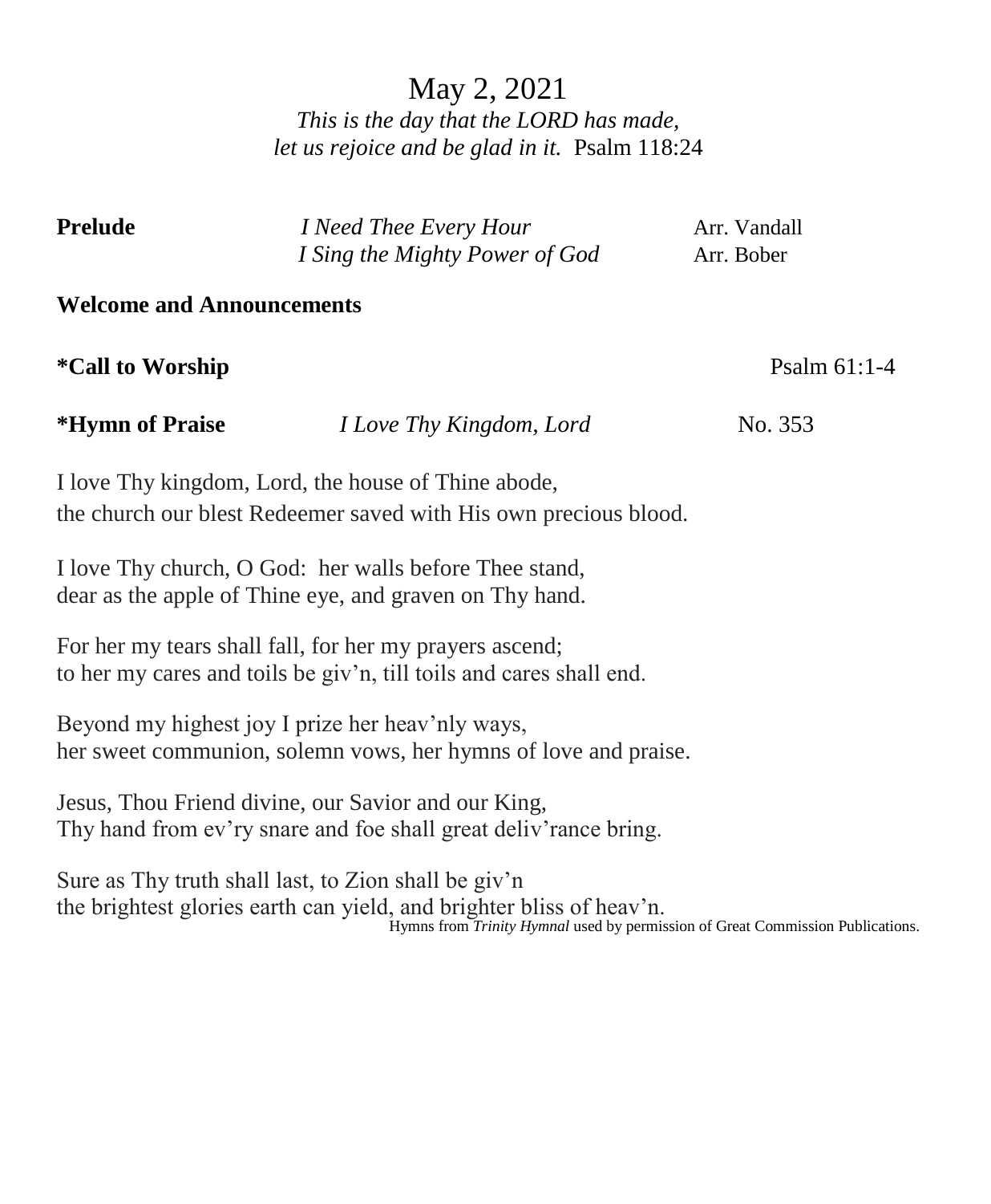# May 2, 2021

*This is the day that the LORD has made,*
*let us rejoice and be glad in it.* Psalm 118:24

**Prelude** *I Need Thee Every Hour* Arr. Vandall
*I Sing the Mighty Power of God* Arr. Bober

**Welcome and Announcements**

**\*Call to Worship** Psalm 61:1-4

**\*Hymn of Praise** *I Love Thy Kingdom, Lord* No. 353

I love Thy kingdom, Lord, the house of Thine abode,
the church our blest Redeemer saved with His own precious blood.

I love Thy church, O God: her walls before Thee stand,
dear as the apple of Thine eye, and graven on Thy hand.

For her my tears shall fall, for her my prayers ascend;
to her my cares and toils be giv'n, till toils and cares shall end.

Beyond my highest joy I prize her heav'nly ways,
her sweet communion, solemn vows, her hymns of love and praise.

Jesus, Thou Friend divine, our Savior and our King,
Thy hand from ev'ry snare and foe shall great deliv'rance bring.

Sure as Thy truth shall last, to Zion shall be giv'n
the brightest glories earth can yield, and brighter bliss of heav'n.

Hymns from *Trinity Hymnal* used by permission of Great Commission Publications.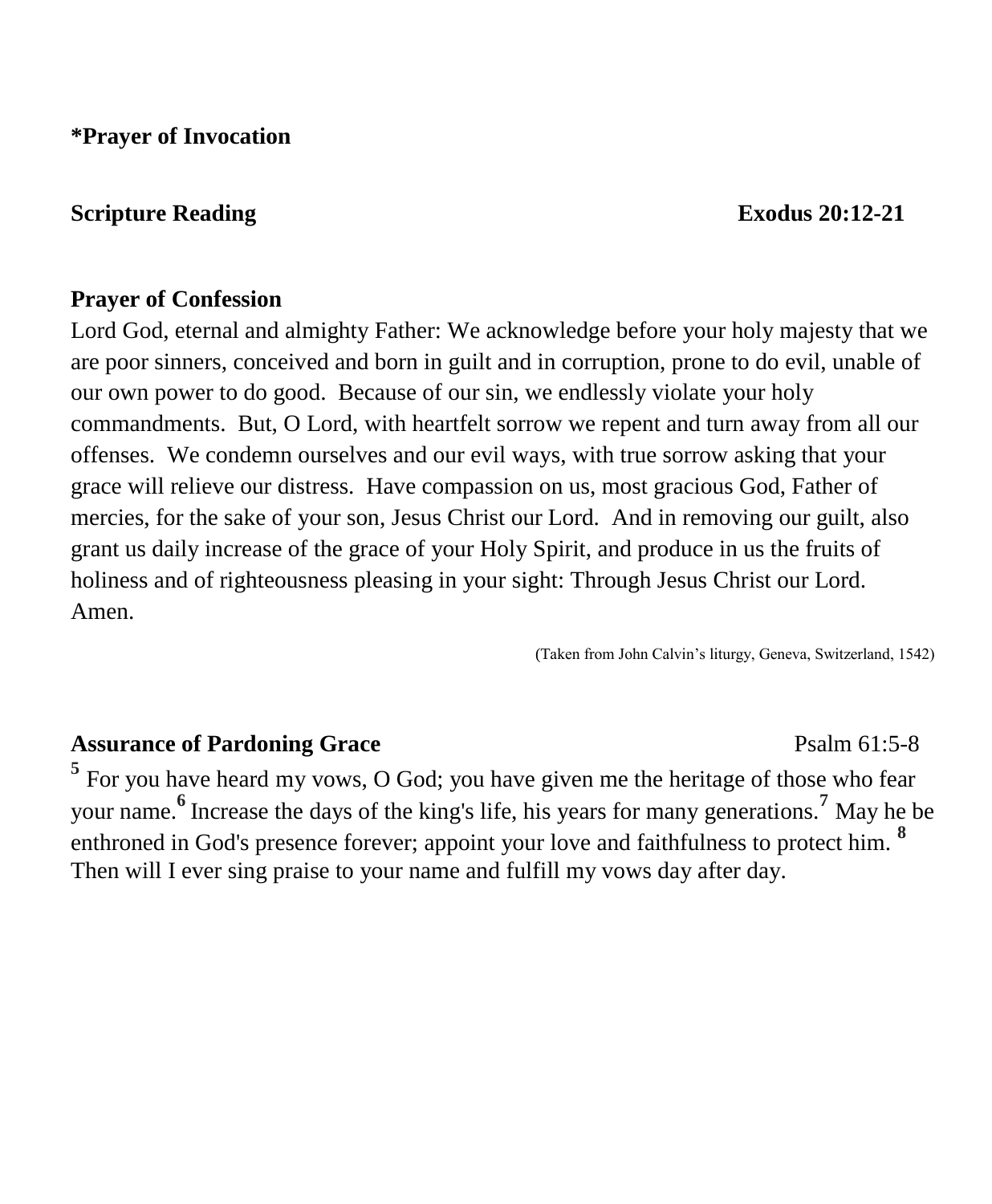**\*Prayer of Invocation**

**Scripture Reading** **Exodus 20:12-21**

**Prayer of Confession**

Lord God, eternal and almighty Father: We acknowledge before your holy majesty that we are poor sinners, conceived and born in guilt and in corruption, prone to do evil, unable of our own power to do good. Because of our sin, we endlessly violate your holy commandments. But, O Lord, with heartfelt sorrow we repent and turn away from all our offenses. We condemn ourselves and our evil ways, with true sorrow asking that your grace will relieve our distress. Have compassion on us, most gracious God, Father of mercies, for the sake of your son, Jesus Christ our Lord. And in removing our guilt, also grant us daily increase of the grace of your Holy Spirit, and produce in us the fruits of holiness and of righteousness pleasing in your sight: Through Jesus Christ our Lord. Amen.

(Taken from John Calvin's liturgy, Geneva, Switzerland, 1542)

**Assurance of Pardoning Grace** Psalm 61:5-8

**5** For you have heard my vows, O God; you have given me the heritage of those who fear your name. **6** Increase the days of the king's life, his years for many generations. **7** May he be enthroned in God's presence forever; appoint your love and faithfulness to protect him. **8** Then will I ever sing praise to your name and fulfill my vows day after day.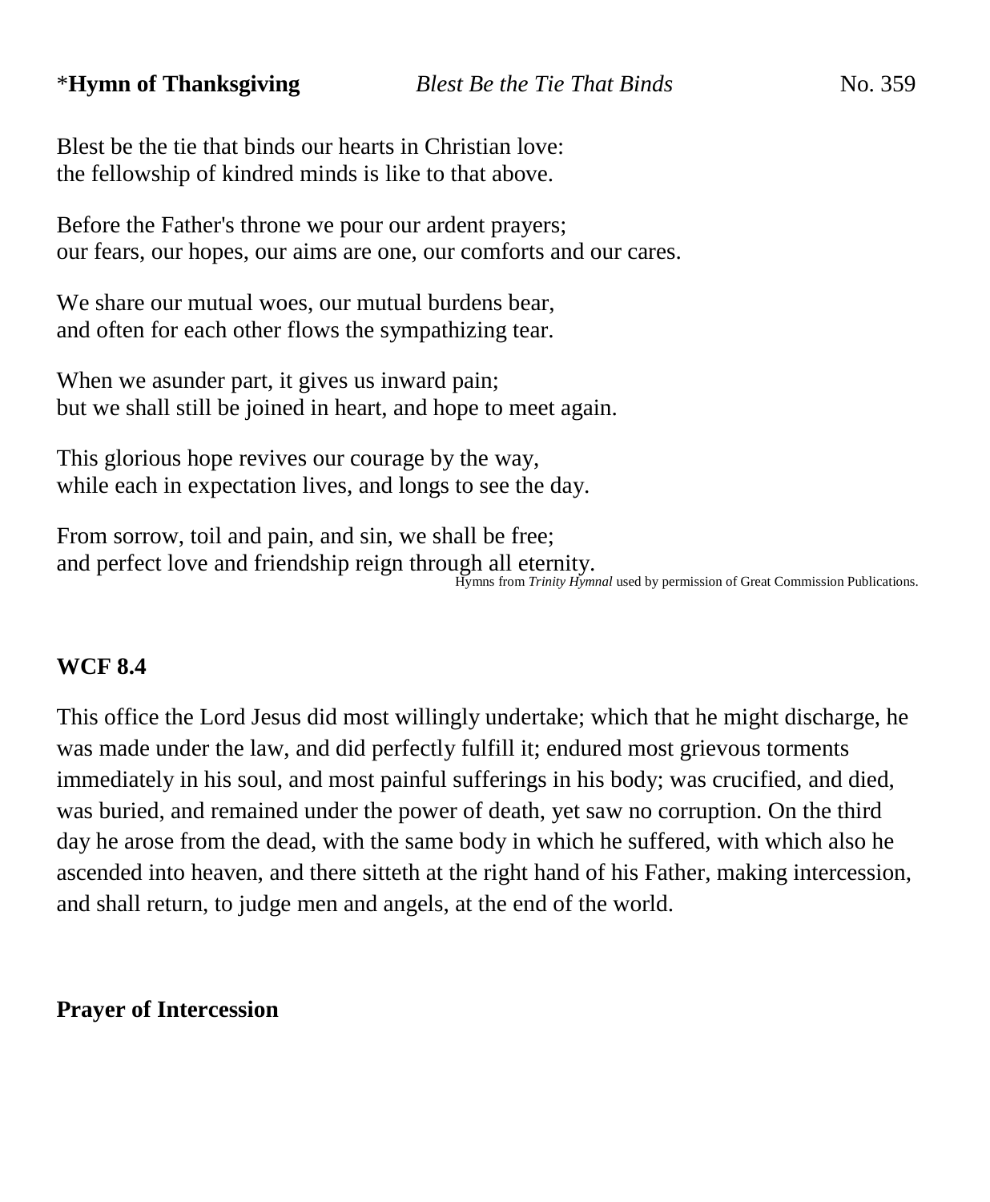*__Hymn of Thanksgiving__ *Blest Be the Tie That Binds* No. 359

Blest be the tie that binds our hearts in Christian love:
the fellowship of kindred minds is like to that above.

Before the Father's throne we pour our ardent prayers;
our fears, our hopes, our aims are one, our comforts and our cares.

We share our mutual woes, our mutual burdens bear,
and often for each other flows the sympathizing tear.

When we asunder part, it gives us inward pain;
but we shall still be joined in heart, and hope to meet again.

This glorious hope revives our courage by the way,
while each in expectation lives, and longs to see the day.

From sorrow, toil and pain, and sin, we shall be free;
and perfect love and friendship reign through all eternity.

Hymns from *Trinity Hymnal* used by permission of Great Commission Publications.

**WCF 8.4**

This office the Lord Jesus did most willingly undertake; which that he might discharge, he was made under the law, and did perfectly fulfill it; endured most grievous torments immediately in his soul, and most painful sufferings in his body; was crucified, and died, was buried, and remained under the power of death, yet saw no corruption. On the third day he arose from the dead, with the same body in which he suffered, with which also he ascended into heaven, and there sitteth at the right hand of his Father, making intercession, and shall return, to judge men and angels, at the end of the world.

**Prayer of Intercession**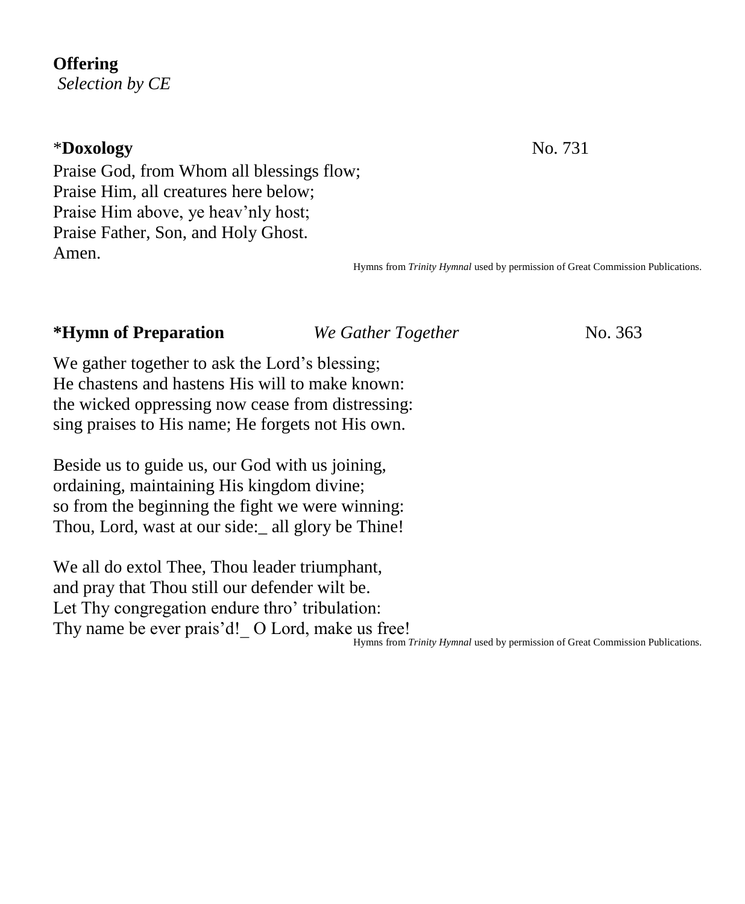**Offering**
*Selection by CE*

*__Doxology__ No. 731

Praise God, from Whom all blessings flow;
Praise Him, all creatures here below;
Praise Him above, ye heav'nly host;
Praise Father, Son, and Holy Ghost.
Amen.

Hymns from *Trinity Hymnal* used by permission of Great Commission Publications.

**\*Hymn of Preparation** *We Gather Together* No. 363

We gather together to ask the Lord's blessing;
He chastens and hastens His will to make known:
the wicked oppressing now cease from distressing:
sing praises to His name; He forgets not His own.

Beside us to guide us, our God with us joining,
ordaining, maintaining His kingdom divine;
so from the beginning the fight we were winning:
Thou, Lord, wast at our side:_ all glory be Thine!

We all do extol Thee, Thou leader triumphant,
and pray that Thou still our defender wilt be.
Let Thy congregation endure thro' tribulation:
Thy name be ever prais'd!_ O Lord, make us free!

Hymns from *Trinity Hymnal* used by permission of Great Commission Publications.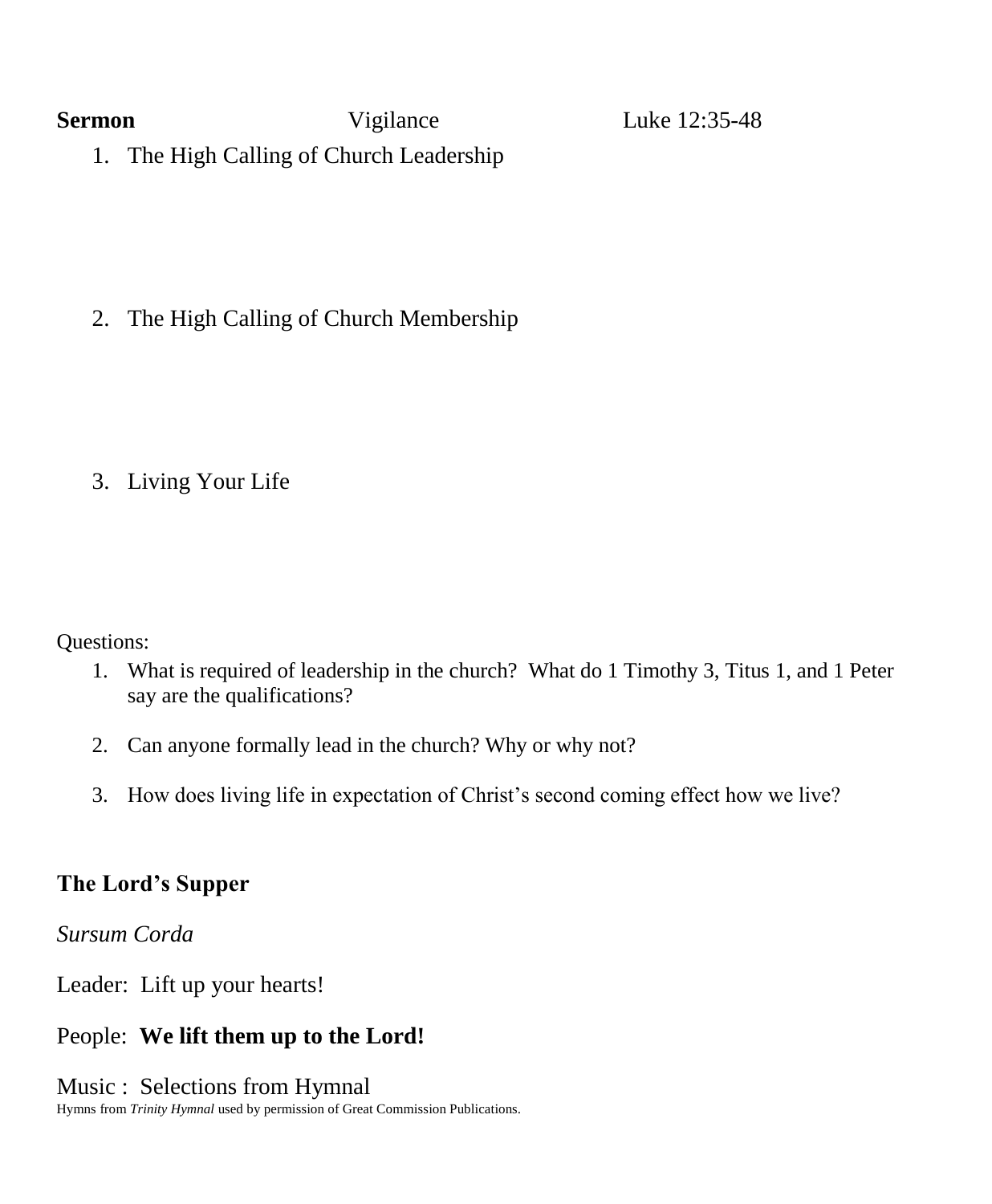**Sermon** Vigilance Luke 12:35-48

1. The High Calling of Church Leadership

2. The High Calling of Church Membership

3. Living Your Life

Questions:

1. What is required of leadership in the church? What do 1 Timothy 3, Titus 1, and 1 Peter say are the qualifications?

2. Can anyone formally lead in the church? Why or why not?

3. How does living life in expectation of Christ's second coming effect how we live?

**The Lord's Supper**

*Sursum Corda*

Leader: Lift up your hearts!

People: **We lift them up to the Lord!**

Music : Selections from Hymnal

Hymns from *Trinity Hymnal* used by permission of Great Commission Publications.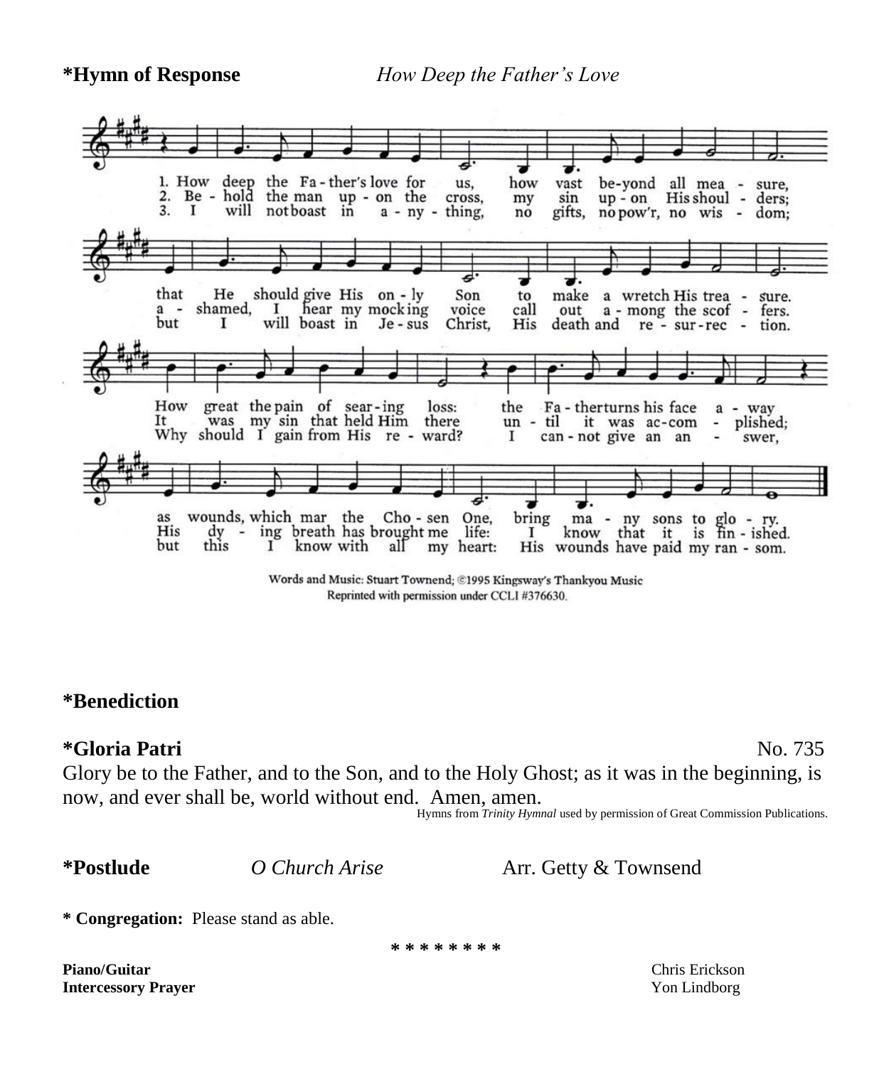**\*Hymn of Response** *How Deep the Father's Love*

1. How deep the Father's love for us, how vast beyond all measure, that He should give His only Son to make a wretch His treasure. How great the pain of searing loss: the Father turns his face away as wounds, which mar the Chosen One, bring many sons to glory.
2. Behold the man upon the cross, my sin upon His shoulders; ashamed, I hear my mocking voice call out among the scoffers. It was my sin that held Him there until it was accomplished; His dying breath has brought me life: I know that it is finished.
3. I will not boast in anything, no gifts, no pow'r, no wisdom; but I will boast in Jesus Christ, His death and resurrection. Why should I gain from His reward? I cannot give an answer, but this I know with all my heart: His wounds have paid my ransom.

Words and Music: Stuart Townend; ©1995 Kingsway's Thankyou Music
Reprinted with permission under CCLI #376630.

**\*Benediction**

**\*Gloria Patri** No. 735

Glory be to the Father, and to the Son, and to the Holy Ghost; as it was in the beginning, is now, and ever shall be, world without end. Amen, amen.

Hymns from *Trinity Hymnal* used by permission of Great Commission Publications.

**\*Postlude** *O Church Arise* Arr. Getty & Townsend

**\* Congregation:** Please stand as able.

\* \* \* \* \* \* \* \*

**Piano/Guitar** Chris Erickson
**Intercessory Prayer** Yon Lindborg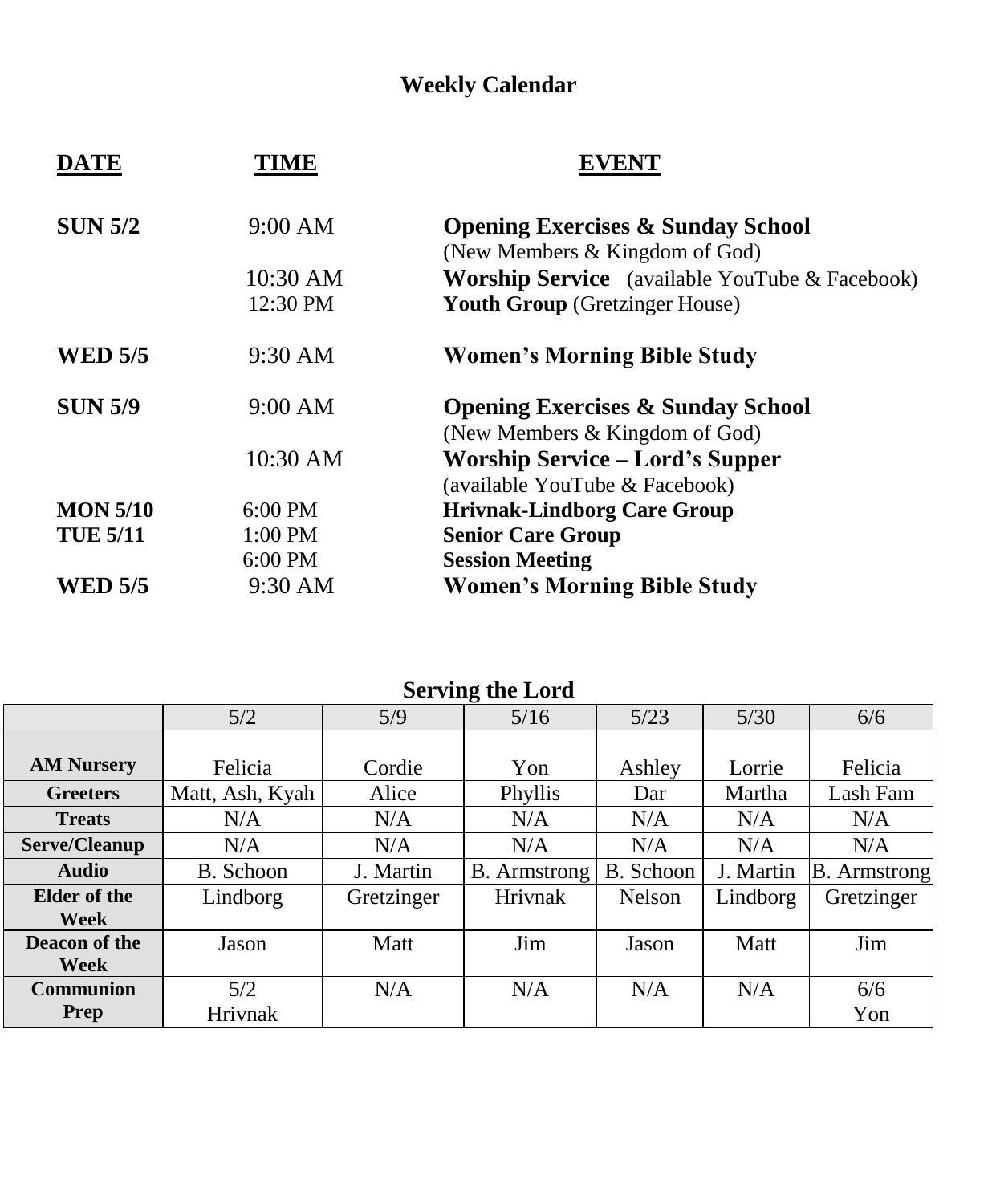# Weekly Calendar

| DATE | TIME | EVENT |
|---|---|---|
| **SUN 5/2** | 9:00 AM | **Opening Exercises & Sunday School** (New Members & Kingdom of God) |
| | 10:30 AM | **Worship Service** (available YouTube & Facebook) |
| | 12:30 PM | **Youth Group** (Gretzinger House) |
| **WED 5/5** | 9:30 AM | **Women's Morning Bible Study** |
| **SUN 5/9** | 9:00 AM | **Opening Exercises & Sunday School** (New Members & Kingdom of God) |
| | 10:30 AM | **Worship Service – Lord's Supper** (available YouTube & Facebook) |
| **MON 5/10** | 6:00 PM | **Hrivnak-Lindborg Care Group** |
| **TUE 5/11** | 1:00 PM | **Senior Care Group** |
| | 6:00 PM | **Session Meeting** |
| **WED 5/5** | 9:30 AM | **Women's Morning Bible Study** |

## Serving the Lord

| | 5/2 | 5/9 | 5/16 | 5/23 | 5/30 | 6/6 |
|---|---|---|---|---|---|---|
| **AM Nursery** | Felicia | Cordie | Yon | Ashley | Lorrie | Felicia |
| **Greeters** | Matt, Ash, Kyah | Alice | Phyllis | Dar | Martha | Lash Fam |
| **Treats** | N/A | N/A | N/A | N/A | N/A | N/A |
| **Serve/Cleanup** | N/A | N/A | N/A | N/A | N/A | N/A |
| **Audio** | B. Schoon | J. Martin | B. Armstrong | B. Schoon | J. Martin | B. Armstrong |
| **Elder of the Week** | Lindborg | Gretzinger | Hrivnak | Nelson | Lindborg | Gretzinger |
| **Deacon of the Week** | Jason | Matt | Jim | Jason | Matt | Jim |
| **Communion Prep** | 5/2 Hrivnak | N/A | N/A | N/A | N/A | 6/6 Yon |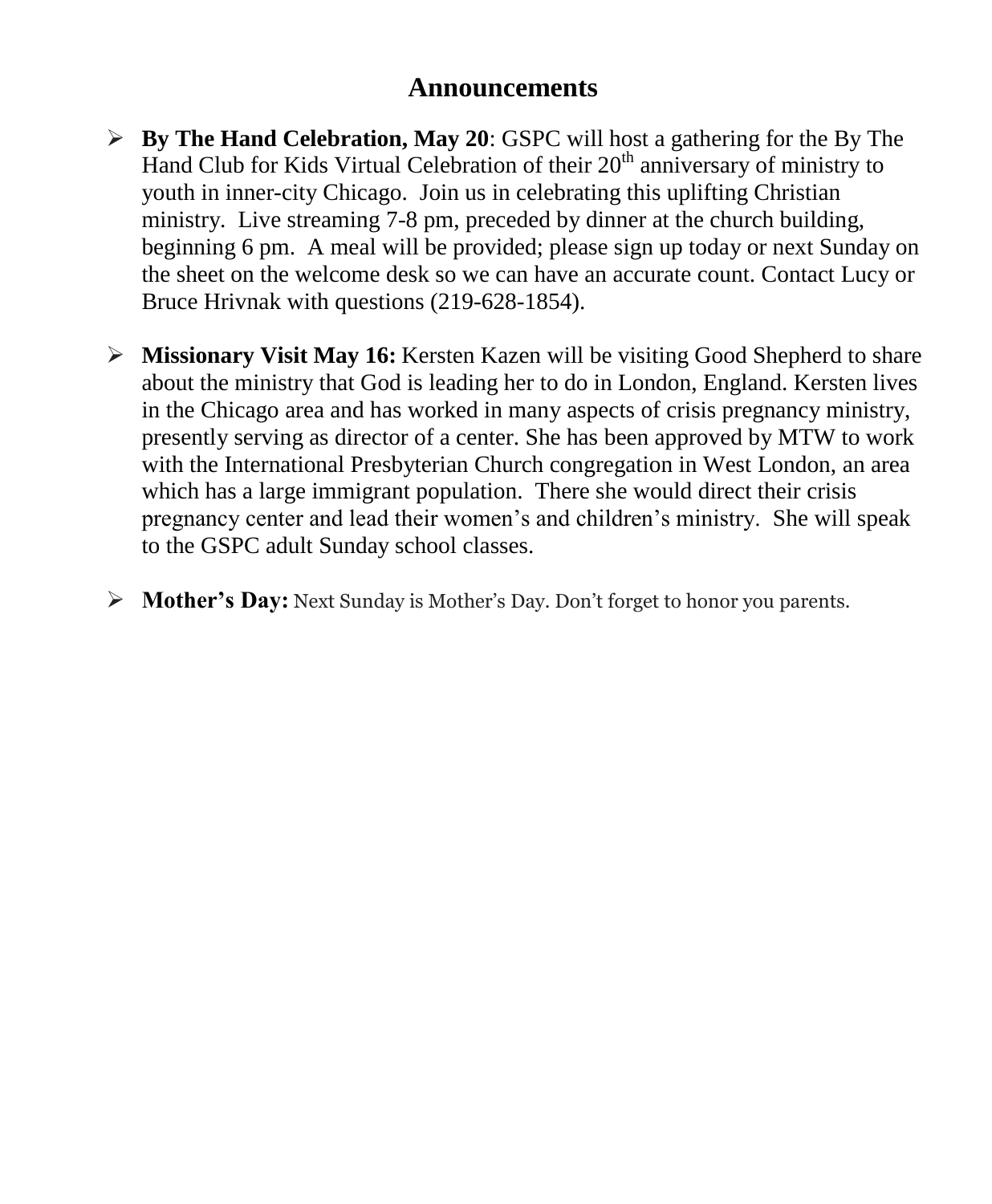## Announcements

- **By The Hand Celebration, May 20**: GSPC will host a gathering for the By The Hand Club for Kids Virtual Celebration of their 20th anniversary of ministry to youth in inner-city Chicago. Join us in celebrating this uplifting Christian ministry. Live streaming 7-8 pm, preceded by dinner at the church building, beginning 6 pm. A meal will be provided; please sign up today or next Sunday on the sheet on the welcome desk so we can have an accurate count. Contact Lucy or Bruce Hrivnak with questions (219-628-1854).

- **Missionary Visit May 16:** Kersten Kazen will be visiting Good Shepherd to share about the ministry that God is leading her to do in London, England. Kersten lives in the Chicago area and has worked in many aspects of crisis pregnancy ministry, presently serving as director of a center. She has been approved by MTW to work with the International Presbyterian Church congregation in West London, an area which has a large immigrant population. There she would direct their crisis pregnancy center and lead their women's and children's ministry. She will speak to the GSPC adult Sunday school classes.

- **Mother's Day:** Next Sunday is Mother's Day. Don't forget to honor you parents.